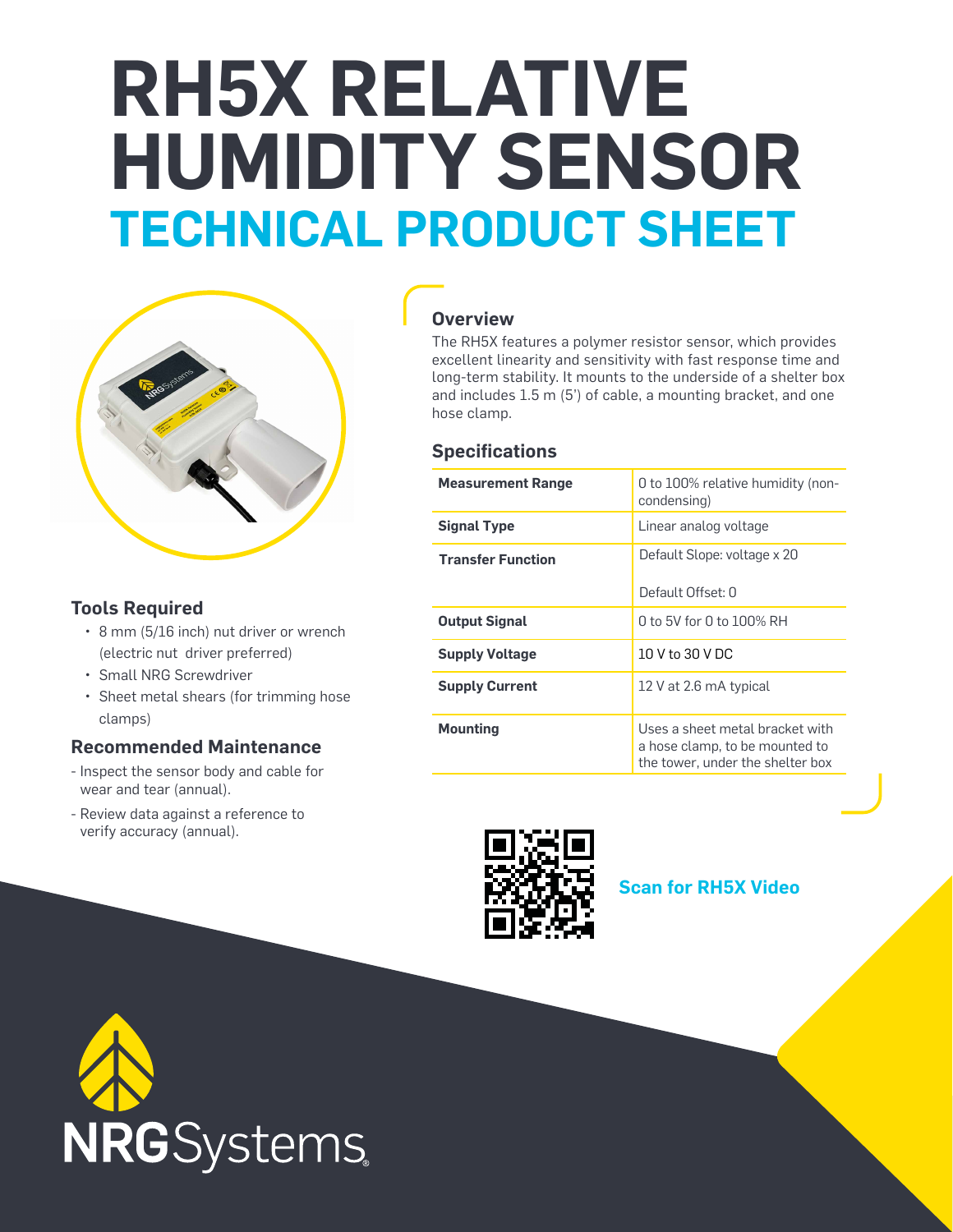# RH5X RELATIVE HUMIDITY SENSOR
## TECHNICAL PRODUCT SHEET

### Overview

The RH5X features a polymer resistor sensor, which provides excellent linearity and sensitivity with fast response time and long-term stability. It mounts to the underside of a shelter box and includes 1.5 m (5') of cable, a mounting bracket, and one hose clamp.

### Specifications

| | |
|---|---|
| **Measurement Range** | 0 to 100% relative humidity (non-condensing) |
| **Signal Type** | Linear analog voltage |
| **Transfer Function** | Default Slope: voltage x 20<br><br>Default Offset: 0 |
| **Output Signal** | 0 to 5V for 0 to 100% RH |
| **Supply Voltage** | 10 V to 30 V DC |
| **Supply Current** | 12 V at 2.6 mA typical |
| **Mounting** | Uses a sheet metal bracket with a hose clamp, to be mounted to the tower, under the shelter box |

### Tools Required

- 8 mm (5/16 inch) nut driver or wrench (electric nut driver preferred)
- Small NRG Screwdriver
- Sheet metal shears (for trimming hose clamps)

### Recommended Maintenance

- Inspect the sensor body and cable for wear and tear (annual).
- Review data against a reference to verify accuracy (annual).

**Scan for RH5X Video**

NRG Systems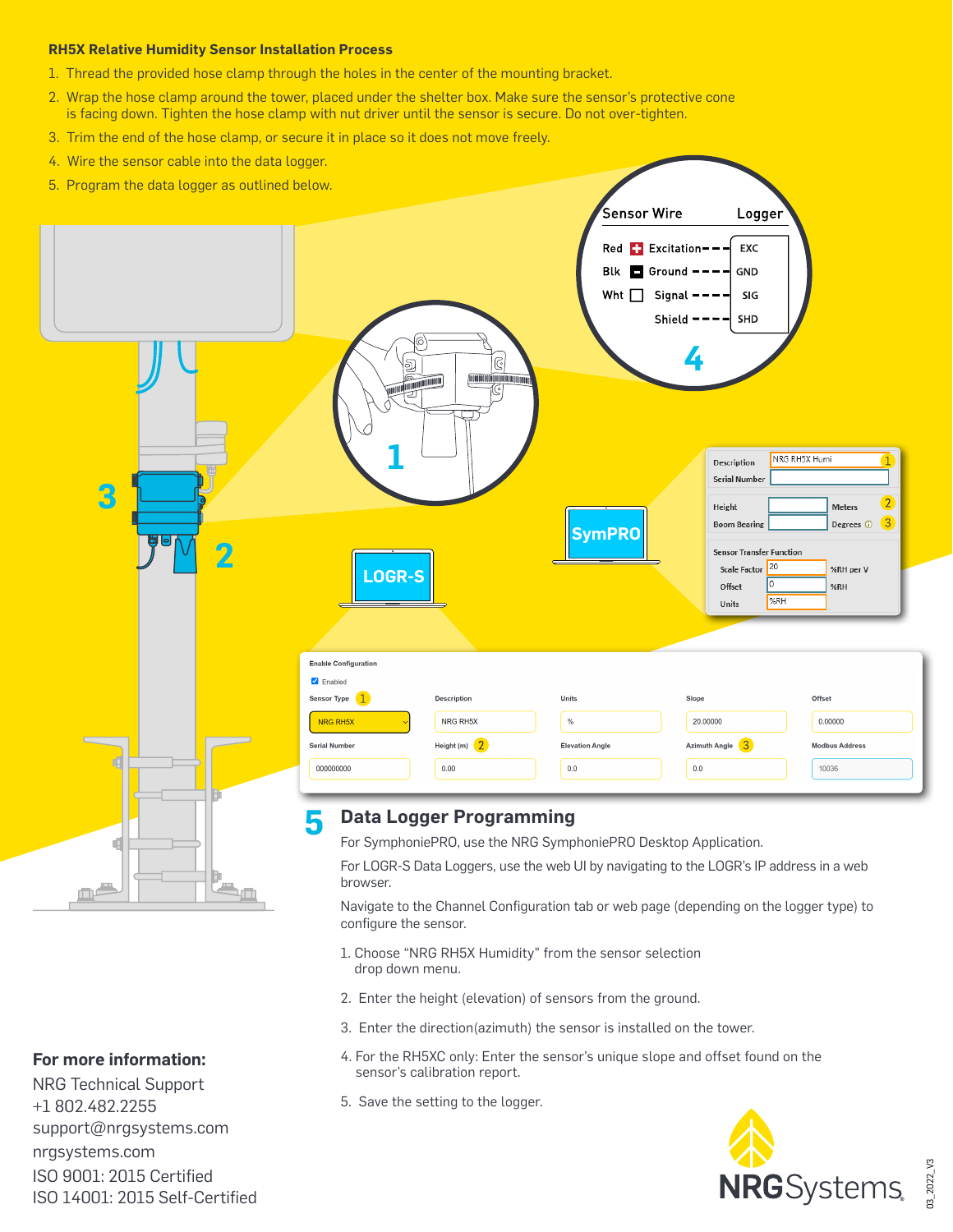**RH5X Relative Humidity Sensor Installation Process**

1. Thread the provided hose clamp through the holes in the center of the mounting bracket.
2. Wrap the hose clamp around the tower, placed under the shelter box. Make sure the sensor's protective cone is facing down. Tighten the hose clamp with nut driver until the sensor is secure. Do not over-tighten.
3. Trim the end of the hose clamp, or secure it in place so it does not move freely.
4. Wire the sensor cable into the data logger.
5. Program the data logger as outlined below.

| Sensor Wire | | Logger |
|---|---|---|
| Red | Excitation | EXC |
| Blk | Ground | GND |
| Wht | Signal | SIG |
| | Shield | SHD |

4

1

2

3

SymPRO

| | | |
|---|---|---|
| Description | NRG RH5X Humi | 1 |
| Serial Number | | |
| Height | | Meters 2 |
| Boom Bearing | | Degrees 3 |
| Sensor Transfer Function | | |
| Scale Factor | 20 | %RH per V |
| Offset | 0 | %RH |
| Units | %RH | |

LOGR-S

Enable Configuration

Enabled

| Sensor Type 1 | Description | Units | Slope | Offset |
|---|---|---|---|---|
| NRG RH5X | NRG RH5X | % | 20.00000 | 0.00000 |
| **Serial Number** | **Height (m) 2** | **Elevation Angle** | **Azimuth Angle 3** | **Modbus Address** |
| 000000000 | 0.00 | 0.0 | 0.0 | 10036 |

## 5 Data Logger Programming

For SymphoniePRO, use the NRG SymphoniePRO Desktop Application.

For LOGR-S Data Loggers, use the web UI by navigating to the LOGR's IP address in a web browser.

Navigate to the Channel Configuration tab or web page (depending on the logger type) to configure the sensor.

1. Choose "NRG RH5X Humidity" from the sensor selection drop down menu.
2. Enter the height (elevation) of sensors from the ground.
3. Enter the direction(azimuth) the sensor is installed on the tower.
4. For the RH5XC only: Enter the sensor's unique slope and offset found on the sensor's calibration report.
5. Save the setting to the logger.

**For more information:**

NRG Technical Support
+1 802.482.2255
support@nrgsystems.com
nrgsystems.com
ISO 9001: 2015 Certified
ISO 14001: 2015 Self-Certified

NRGSystems

03_2022_V3